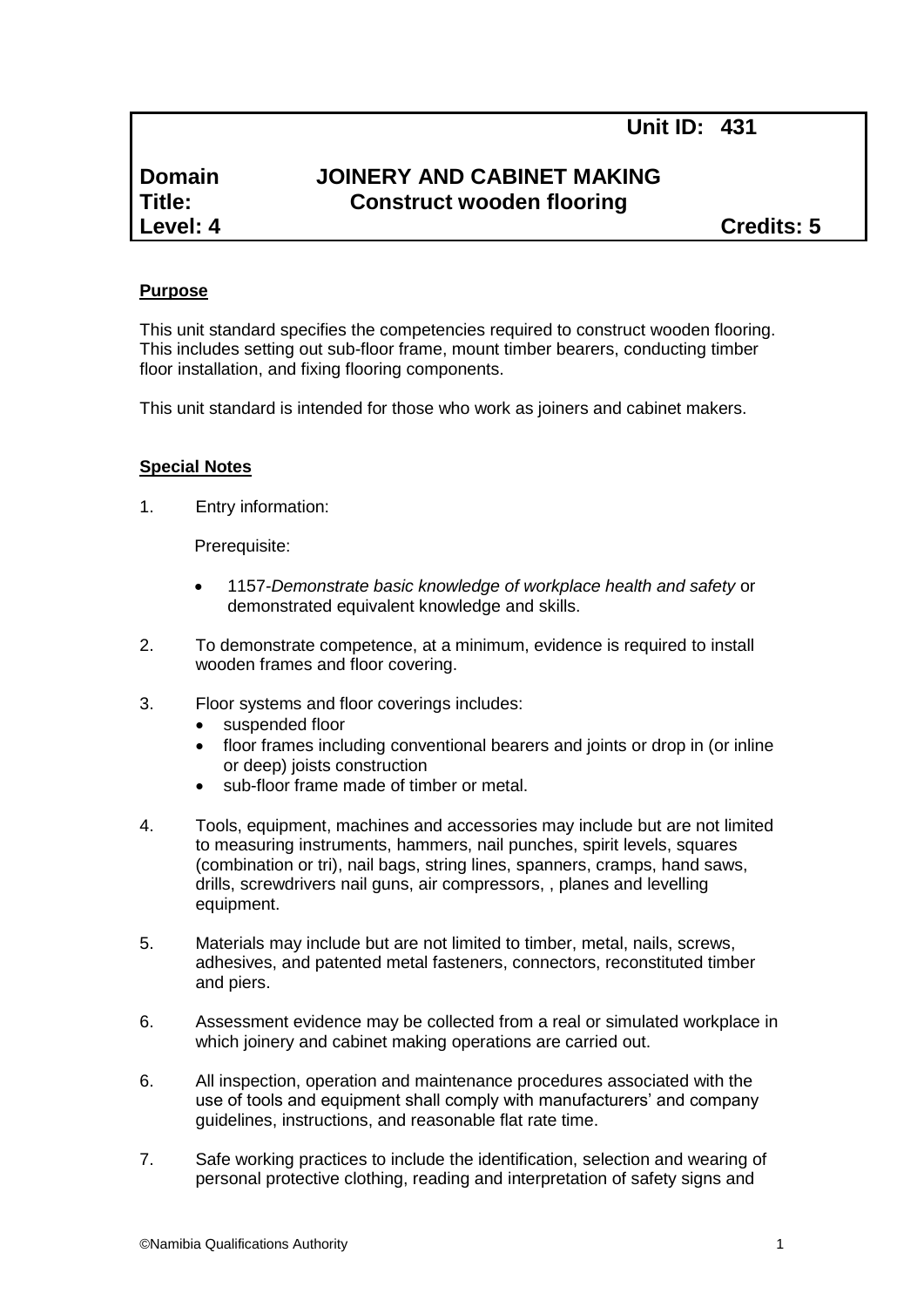**Unit ID: 431**

**Domain** **JOINERY AND CABINET MAKING**
**Title:** **Construct wooden flooring**
**Level: 4** **Credits: 5**

**Purpose**

This unit standard specifies the competencies required to construct wooden flooring. This includes setting out sub-floor frame, mount timber bearers, conducting timber floor installation, and fixing flooring components.

This unit standard is intended for those who work as joiners and cabinet makers.

**Special Notes**

1. Entry information:

   Prerequisite:

   - 1157-*Demonstrate basic knowledge of workplace health and safety* or demonstrated equivalent knowledge and skills.

2. To demonstrate competence, at a minimum, evidence is required to install wooden frames and floor covering.

3. Floor systems and floor coverings includes:
   - suspended floor
   - floor frames including conventional bearers and joints or drop in (or inline or deep) joists construction
   - sub-floor frame made of timber or metal.

4. Tools, equipment, machines and accessories may include but are not limited to measuring instruments, hammers, nail punches, spirit levels, squares (combination or tri), nail bags, string lines, spanners, cramps, hand saws, drills, screwdrivers nail guns, air compressors, , planes and levelling equipment.

5. Materials may include but are not limited to timber, metal, nails, screws, adhesives, and patented metal fasteners, connectors, reconstituted timber and piers.

6. Assessment evidence may be collected from a real or simulated workplace in which joinery and cabinet making operations are carried out.

6. All inspection, operation and maintenance procedures associated with the use of tools and equipment shall comply with manufacturers' and company guidelines, instructions, and reasonable flat rate time.

7. Safe working practices to include the identification, selection and wearing of personal protective clothing, reading and interpretation of safety signs and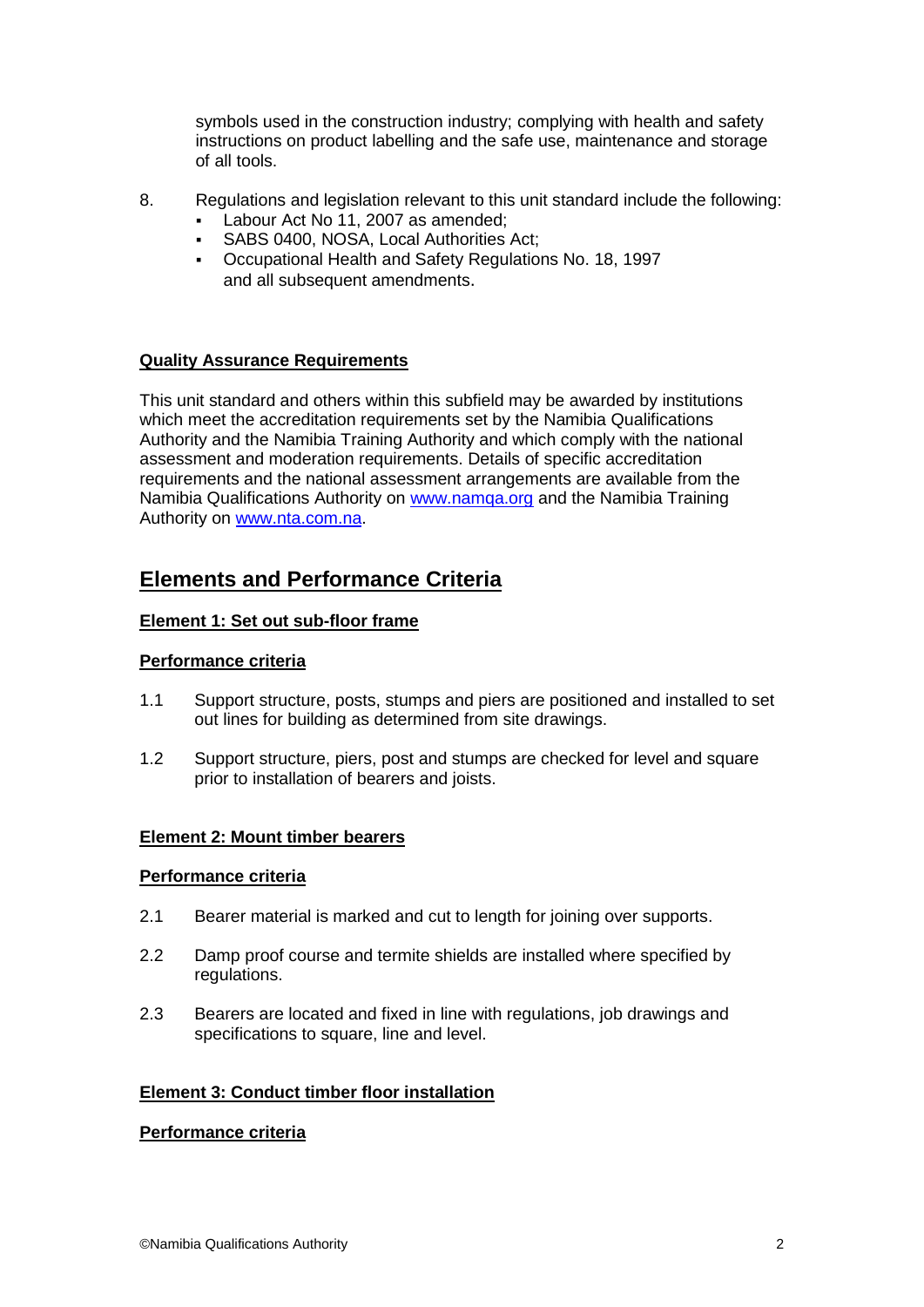symbols used in the construction industry; complying with health and safety instructions on product labelling and the safe use, maintenance and storage of all tools.

8. Regulations and legislation relevant to this unit standard include the following:
   - Labour Act No 11, 2007 as amended;
   - SABS 0400, NOSA, Local Authorities Act;
   - Occupational Health and Safety Regulations No. 18, 1997 and all subsequent amendments.

**Quality Assurance Requirements**

This unit standard and others within this subfield may be awarded by institutions which meet the accreditation requirements set by the Namibia Qualifications Authority and the Namibia Training Authority and which comply with the national assessment and moderation requirements. Details of specific accreditation requirements and the national assessment arrangements are available from the Namibia Qualifications Authority on [www.namqa.org](http://www.namqa.org) and the Namibia Training Authority on [www.nta.com.na](http://www.nta.com.na).

## Elements and Performance Criteria

**Element 1: Set out sub-floor frame**

**Performance criteria**

1.1 Support structure, posts, stumps and piers are positioned and installed to set out lines for building as determined from site drawings.

1.2 Support structure, piers, post and stumps are checked for level and square prior to installation of bearers and joists.

**Element 2: Mount timber bearers**

**Performance criteria**

2.1 Bearer material is marked and cut to length for joining over supports.

2.2 Damp proof course and termite shields are installed where specified by regulations.

2.3 Bearers are located and fixed in line with regulations, job drawings and specifications to square, line and level.

**Element 3: Conduct timber floor installation**

**Performance criteria**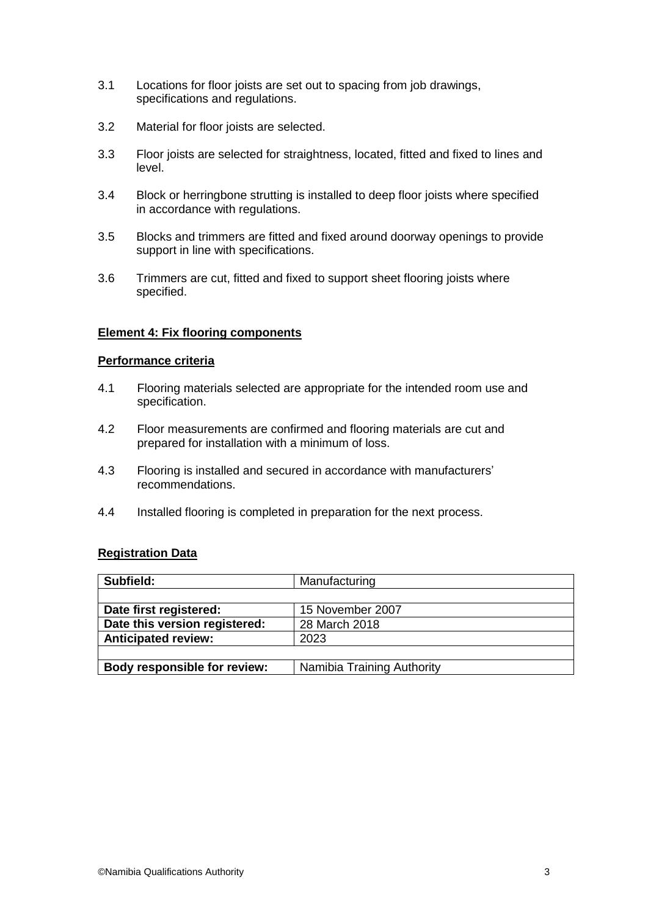3.1 Locations for floor joists are set out to spacing from job drawings, specifications and regulations.

3.2 Material for floor joists are selected.

3.3 Floor joists are selected for straightness, located, fitted and fixed to lines and level.

3.4 Block or herringbone strutting is installed to deep floor joists where specified in accordance with regulations.

3.5 Blocks and trimmers are fitted and fixed around doorway openings to provide support in line with specifications.

3.6 Trimmers are cut, fitted and fixed to support sheet flooring joists where specified.

**Element 4: Fix flooring components**

**Performance criteria**

4.1 Flooring materials selected are appropriate for the intended room use and specification.

4.2 Floor measurements are confirmed and flooring materials are cut and prepared for installation with a minimum of loss.

4.3 Flooring is installed and secured in accordance with manufacturers' recommendations.

4.4 Installed flooring is completed in preparation for the next process.

**Registration Data**

| | |
|---|---|
| **Subfield:** | Manufacturing |
| | |
| **Date first registered:** | 15 November 2007 |
| **Date this version registered:** | 28 March 2018 |
| **Anticipated review:** | 2023 |
| | |
| **Body responsible for review:** | Namibia Training Authority |